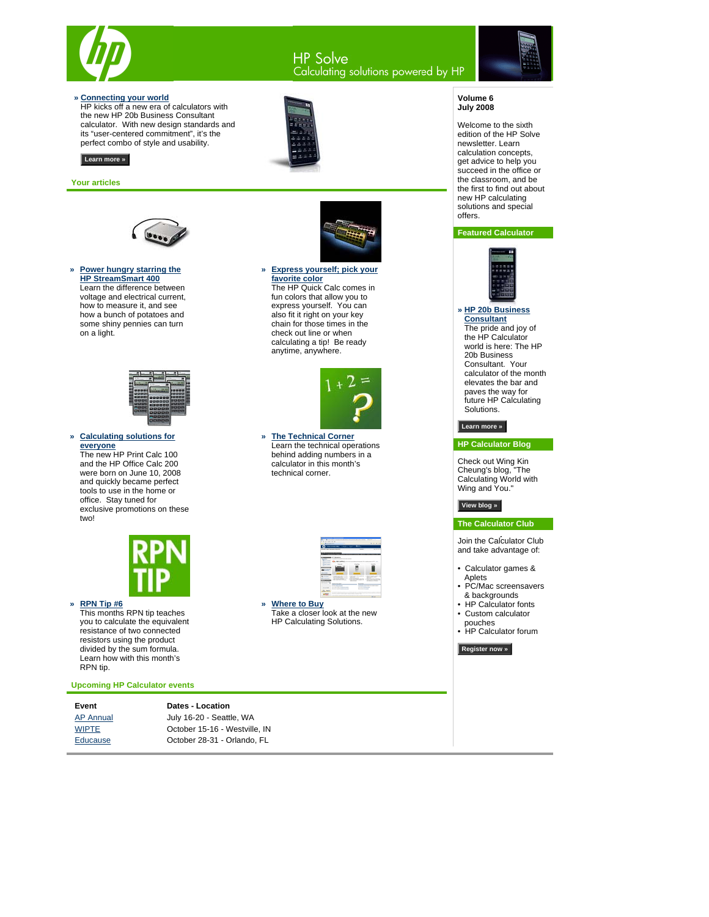# HP Solve

Calculating solutions powered by HP

**» Connecting your world**
HP kicks off a new era of calculators with the new HP 20b Business Consultant calculator. With new design standards and its "user-centered commitment", it's the perfect combo of style and usability.

Learn more »

## Your articles

**» Power hungry starring the HP StreamSmart 400**
Learn the difference between voltage and electrical current, how to measure it, and see how a bunch of potatoes and some shiny pennies can turn on a light.

**» Express yourself; pick your favorite color**
The HP Quick Calc comes in fun colors that allow you to express yourself. You can also fit it right on your key chain for those times in the check out line or when calculating a tip! Be ready anytime, anywhere.

**» Calculating solutions for everyone**
The new HP Print Calc 100 and the HP Office Calc 200 were born on June 10, 2008 and quickly became perfect tools to use in the home or office. Stay tuned for exclusive promotions on these two!

**» The Technical Corner**
Learn the technical operations behind adding numbers in a calculator in this month's technical corner.

**» RPN Tip #6**
This months RPN tip teaches you to calculate the equivalent resistance of two connected resistors using the product divided by the sum formula. Learn how with this month's RPN tip.

**» Where to Buy**
Take a closer look at the new HP Calculating Solutions.

## Upcoming HP Calculator events

| Event | Dates - Location |
|---|---|
| AP Annual | July 16-20 - Seattle, WA |
| WIPTE | October 15-16 - Westville, IN |
| Educause | October 28-31 - Orlando, FL |

**Volume 6**
**July 2008**

Welcome to the sixth edition of the HP Solve newsletter. Learn calculation concepts, get advice to help you succeed in the office or the classroom, and be the first to find out about new HP calculating solutions and special offers.

## Featured Calculator

**» HP 20b Business Consultant**
The pride and joy of the HP Calculator world is here: The HP 20b Business Consultant. Your calculator of the month elevates the bar and paves the way for future HP Calculating Solutions.

Learn more »

## HP Calculator Blog

Check out Wing Kin Cheung's blog, "The Calculating World with Wing and You."

View blog »

## The Calculator Club

Join the Calculator Club and take advantage of:

- Calculator games & Aplets
- PC/Mac screensavers & backgrounds
- HP Calculator fonts
- Custom calculator pouches
- HP Calculator forum

Register now »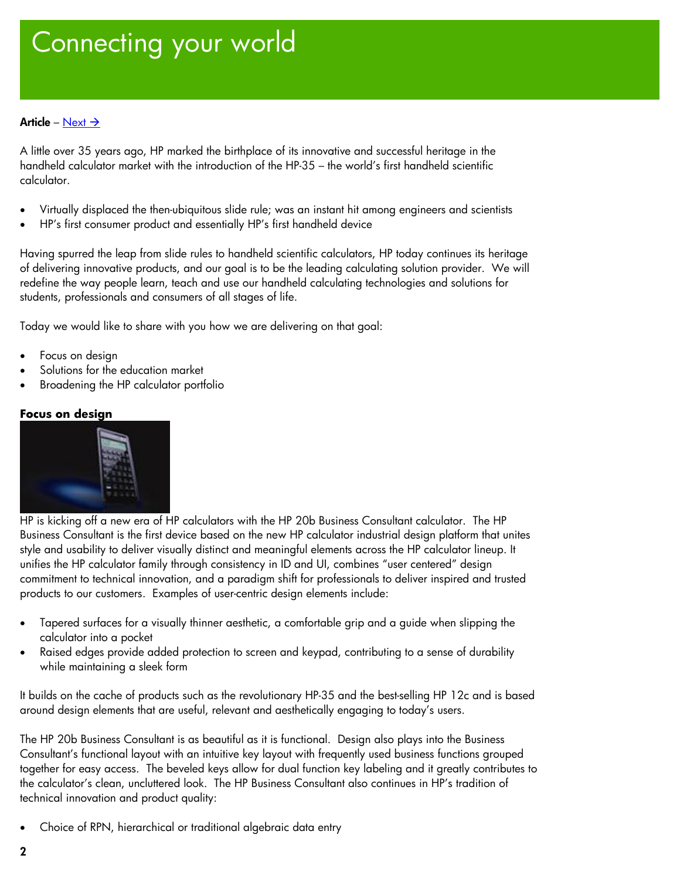# Connecting your world

**Article** – Next →

A little over 35 years ago, HP marked the birthplace of its innovative and successful heritage in the handheld calculator market with the introduction of the HP-35 – the world's first handheld scientific calculator.

- Virtually displaced the then-ubiquitous slide rule; was an instant hit among engineers and scientists
- HP's first consumer product and essentially HP's first handheld device

Having spurred the leap from slide rules to handheld scientific calculators, HP today continues its heritage of delivering innovative products, and our goal is to be the leading calculating solution provider. We will redefine the way people learn, teach and use our handheld calculating technologies and solutions for students, professionals and consumers of all stages of life.

Today we would like to share with you how we are delivering on that goal:

- Focus on design
- Solutions for the education market
- Broadening the HP calculator portfolio

**Focus on design**

HP is kicking off a new era of HP calculators with the HP 20b Business Consultant calculator. The HP Business Consultant is the first device based on the new HP calculator industrial design platform that unites style and usability to deliver visually distinct and meaningful elements across the HP calculator lineup. It unifies the HP calculator family through consistency in ID and UI, combines "user centered" design commitment to technical innovation, and a paradigm shift for professionals to deliver inspired and trusted products to our customers. Examples of user-centric design elements include:

- Tapered surfaces for a visually thinner aesthetic, a comfortable grip and a guide when slipping the calculator into a pocket
- Raised edges provide added protection to screen and keypad, contributing to a sense of durability while maintaining a sleek form

It builds on the cache of products such as the revolutionary HP-35 and the best-selling HP 12c and is based around design elements that are useful, relevant and aesthetically engaging to today's users.

The HP 20b Business Consultant is as beautiful as it is functional. Design also plays into the Business Consultant's functional layout with an intuitive key layout with frequently used business functions grouped together for easy access. The beveled keys allow for dual function key labeling and it greatly contributes to the calculator's clean, uncluttered look. The HP Business Consultant also continues in HP's tradition of technical innovation and product quality:

- Choice of RPN, hierarchical or traditional algebraic data entry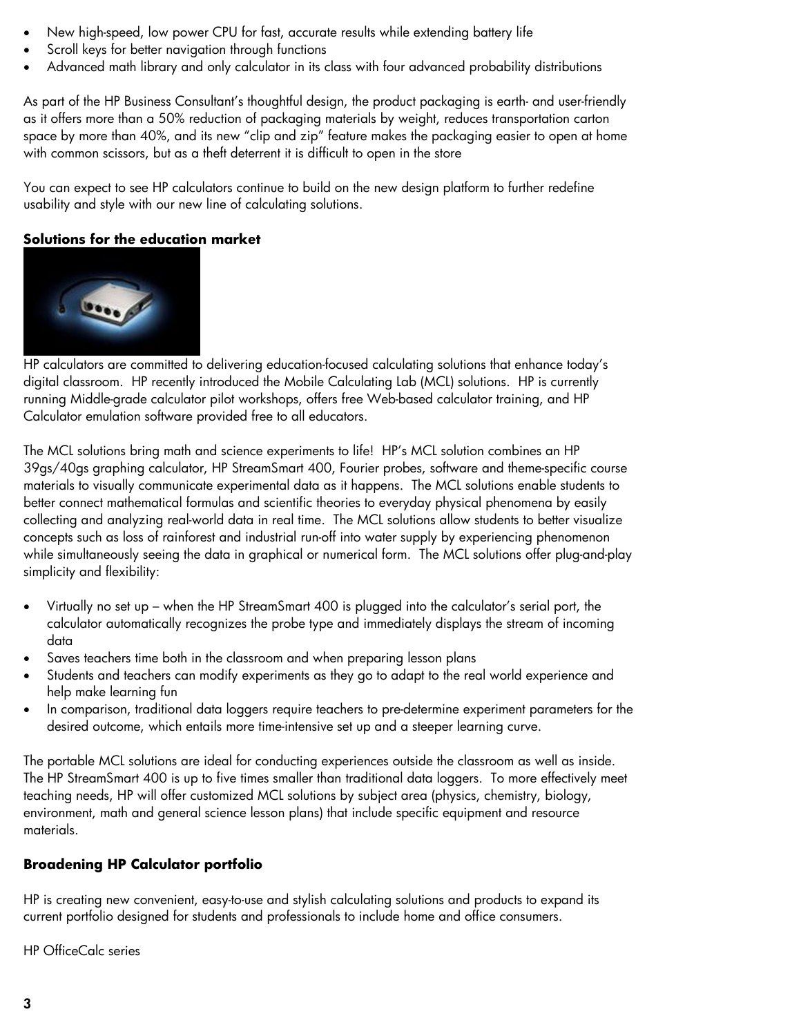- New high-speed, low power CPU for fast, accurate results while extending battery life
- Scroll keys for better navigation through functions
- Advanced math library and only calculator in its class with four advanced probability distributions

As part of the HP Business Consultant's thoughtful design, the product packaging is earth- and user-friendly as it offers more than a 50% reduction of packaging materials by weight, reduces transportation carton space by more than 40%, and its new "clip and zip" feature makes the packaging easier to open at home with common scissors, but as a theft deterrent it is difficult to open in the store

You can expect to see HP calculators continue to build on the new design platform to further redefine usability and style with our new line of calculating solutions.

**Solutions for the education market**

HP calculators are committed to delivering education-focused calculating solutions that enhance today's digital classroom. HP recently introduced the Mobile Calculating Lab (MCL) solutions. HP is currently running Middle-grade calculator pilot workshops, offers free Web-based calculator training, and HP Calculator emulation software provided free to all educators.

The MCL solutions bring math and science experiments to life! HP's MCL solution combines an HP 39gs/40gs graphing calculator, HP StreamSmart 400, Fourier probes, software and theme-specific course materials to visually communicate experimental data as it happens. The MCL solutions enable students to better connect mathematical formulas and scientific theories to everyday physical phenomena by easily collecting and analyzing real-world data in real time. The MCL solutions allow students to better visualize concepts such as loss of rainforest and industrial run-off into water supply by experiencing phenomenon while simultaneously seeing the data in graphical or numerical form. The MCL solutions offer plug-and-play simplicity and flexibility:

- Virtually no set up – when the HP StreamSmart 400 is plugged into the calculator's serial port, the calculator automatically recognizes the probe type and immediately displays the stream of incoming data
- Saves teachers time both in the classroom and when preparing lesson plans
- Students and teachers can modify experiments as they go to adapt to the real world experience and help make learning fun
- In comparison, traditional data loggers require teachers to pre-determine experiment parameters for the desired outcome, which entails more time-intensive set up and a steeper learning curve.

The portable MCL solutions are ideal for conducting experiences outside the classroom as well as inside. The HP StreamSmart 400 is up to five times smaller than traditional data loggers. To more effectively meet teaching needs, HP will offer customized MCL solutions by subject area (physics, chemistry, biology, environment, math and general science lesson plans) that include specific equipment and resource materials.

**Broadening HP Calculator portfolio**

HP is creating new convenient, easy-to-use and stylish calculating solutions and products to expand its current portfolio designed for students and professionals to include home and office consumers.

HP OfficeCalc series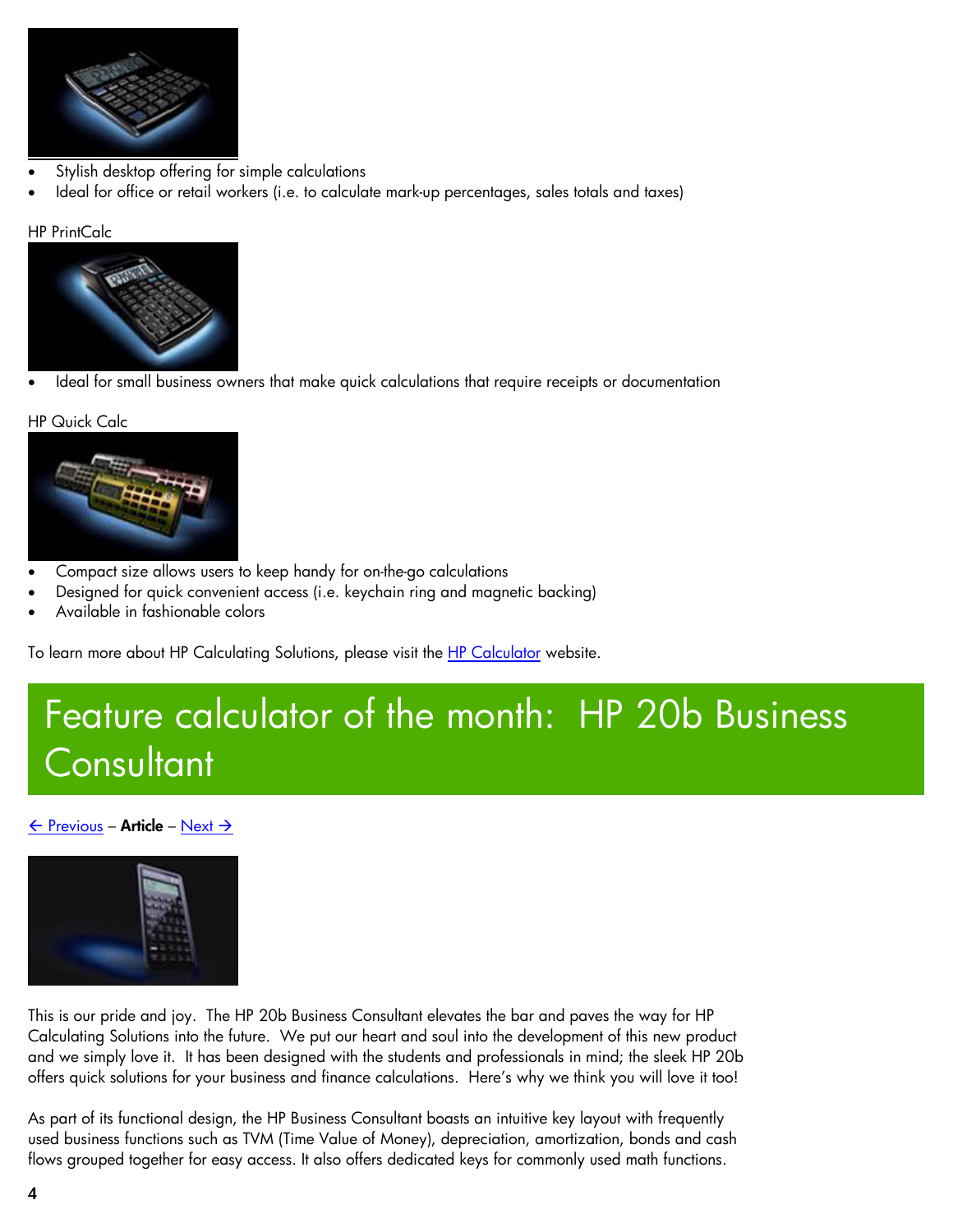- Stylish desktop offering for simple calculations
- Ideal for office or retail workers (i.e. to calculate mark-up percentages, sales totals and taxes)

HP PrintCalc

- Ideal for small business owners that make quick calculations that require receipts or documentation

HP Quick Calc

- Compact size allows users to keep handy for on-the-go calculations
- Designed for quick convenient access (i.e. keychain ring and magnetic backing)
- Available in fashionable colors

To learn more about HP Calculating Solutions, please visit the HP Calculator website.

# Feature calculator of the month: HP 20b Business Consultant

← Previous – **Article** – Next →

This is our pride and joy. The HP 20b Business Consultant elevates the bar and paves the way for HP Calculating Solutions into the future. We put our heart and soul into the development of this new product and we simply love it. It has been designed with the students and professionals in mind; the sleek HP 20b offers quick solutions for your business and finance calculations. Here's why we think you will love it too!

As part of its functional design, the HP Business Consultant boasts an intuitive key layout with frequently used business functions such as TVM (Time Value of Money), depreciation, amortization, bonds and cash flows grouped together for easy access. It also offers dedicated keys for commonly used math functions.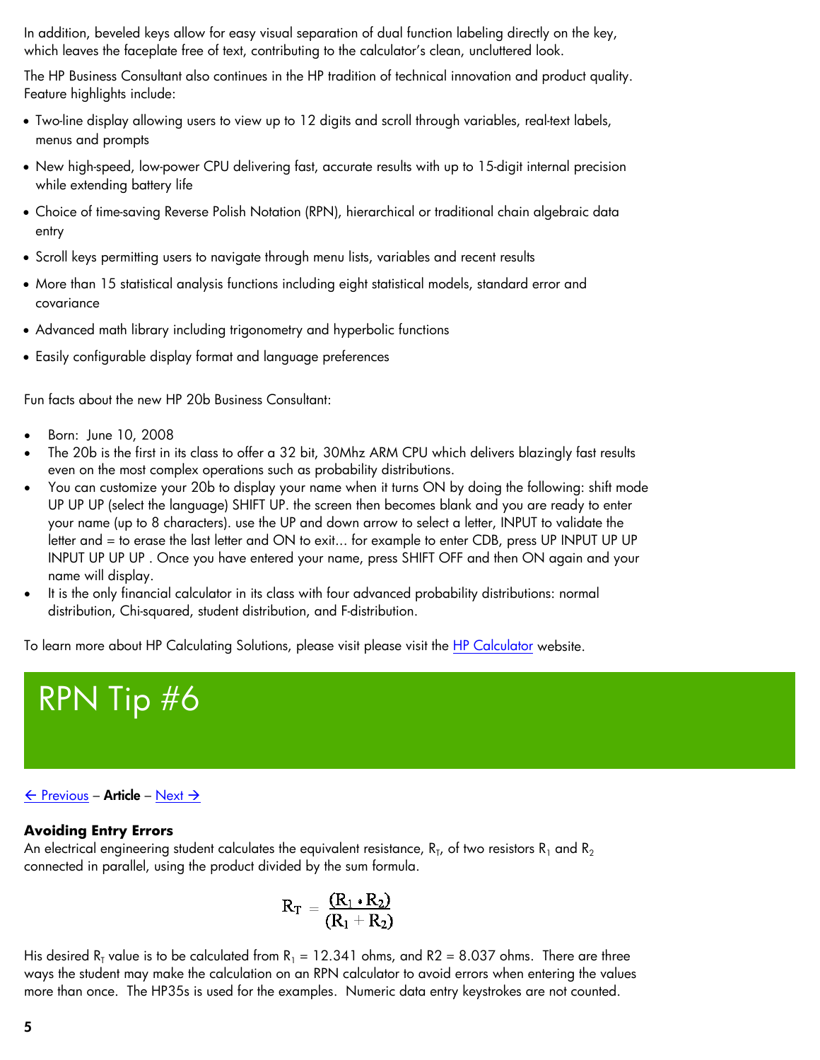In addition, beveled keys allow for easy visual separation of dual function labeling directly on the key, which leaves the faceplate free of text, contributing to the calculator's clean, uncluttered look.

The HP Business Consultant also continues in the HP tradition of technical innovation and product quality. Feature highlights include:

- Two-line display allowing users to view up to 12 digits and scroll through variables, real-text labels, menus and prompts
- New high-speed, low-power CPU delivering fast, accurate results with up to 15-digit internal precision while extending battery life
- Choice of time-saving Reverse Polish Notation (RPN), hierarchical or traditional chain algebraic data entry
- Scroll keys permitting users to navigate through menu lists, variables and recent results
- More than 15 statistical analysis functions including eight statistical models, standard error and covariance
- Advanced math library including trigonometry and hyperbolic functions
- Easily configurable display format and language preferences

Fun facts about the new HP 20b Business Consultant:

- Born: June 10, 2008
- The 20b is the first in its class to offer a 32 bit, 30Mhz ARM CPU which delivers blazingly fast results even on the most complex operations such as probability distributions.
- You can customize your 20b to display your name when it turns ON by doing the following: shift mode UP UP UP (select the language) SHIFT UP. the screen then becomes blank and you are ready to enter your name (up to 8 characters). use the UP and down arrow to select a letter, INPUT to validate the letter and = to erase the last letter and ON to exit... for example to enter CDB, press UP INPUT UP UP INPUT UP UP UP . Once you have entered your name, press SHIFT OFF and then ON again and your name will display.
- It is the only financial calculator in its class with four advanced probability distributions: normal distribution, Chi-squared, student distribution, and F-distribution.

To learn more about HP Calculating Solutions, please visit please visit the HP Calculator website.

# RPN Tip #6

← Previous – **Article** – Next →

### Avoiding Entry Errors

An electrical engineering student calculates the equivalent resistance, $R_T$, of two resistors $R_1$ and $R_2$ connected in parallel, using the product divided by the sum formula.

$$R_T = \frac{(R_1 \cdot R_2)}{(R_1 + R_2)}$$

His desired $R_T$ value is to be calculated from $R_1$ = 12.341 ohms, and R2 = 8.037 ohms. There are three ways the student may make the calculation on an RPN calculator to avoid errors when entering the values more than once. The HP35s is used for the examples. Numeric data entry keystrokes are not counted.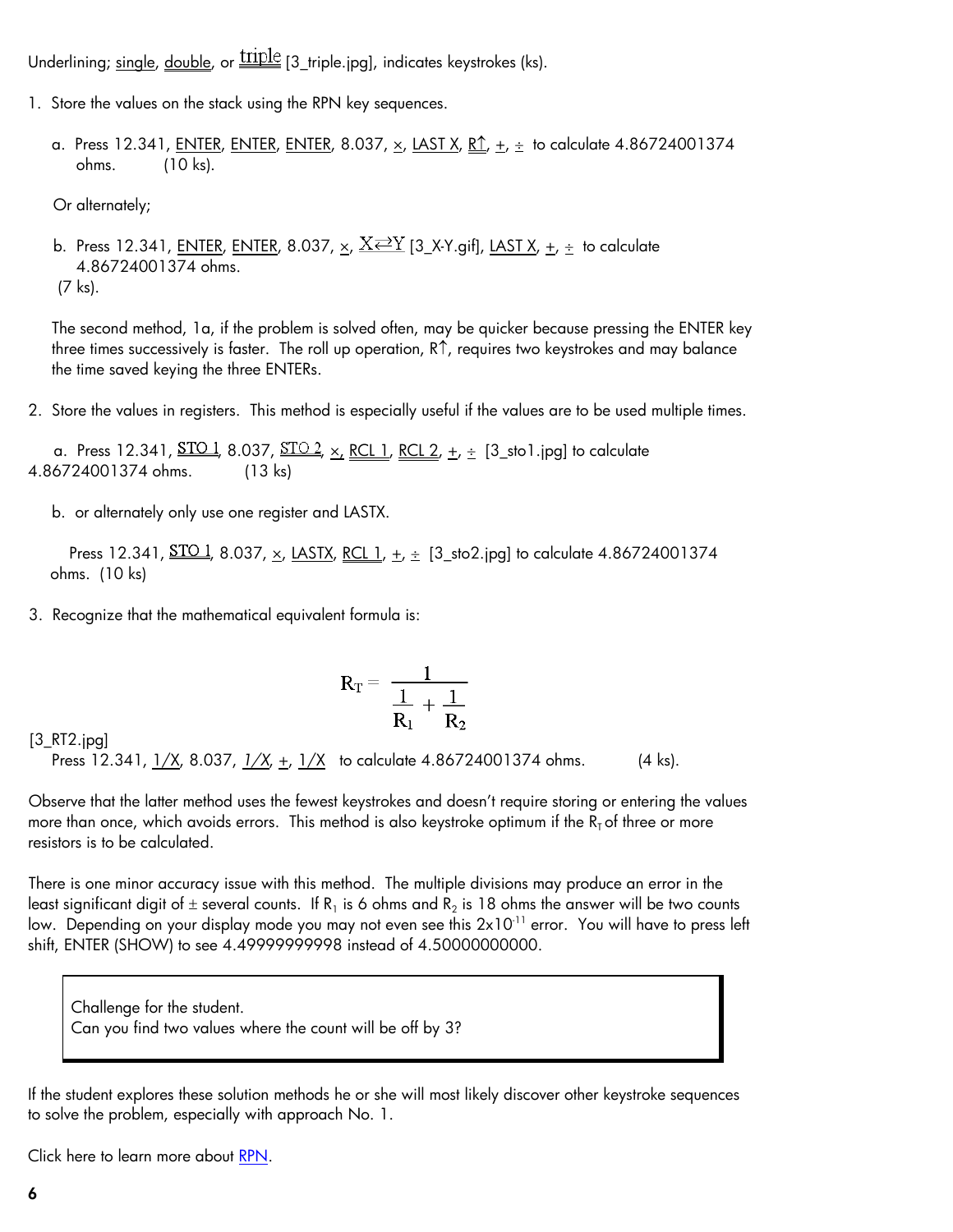Underlining; single, double, or triple [3_triple.jpg], indicates keystrokes (ks).

1. Store the values on the stack using the RPN key sequences.

   a. Press 12.341, ENTER, ENTER, ENTER, 8.037, ×, LAST X, R↑, +, ÷ to calculate 4.86724001374 ohms. (10 ks).

   Or alternately;

   b. Press 12.341, ENTER, ENTER, 8.037, ×, X⇄Y [3_X-Y.gif], LAST X, +, ÷ to calculate 4.86724001374 ohms.
   (7 ks).

   The second method, 1a, if the problem is solved often, may be quicker because pressing the ENTER key three times successively is faster. The roll up operation, R↑, requires two keystrokes and may balance the time saved keying the three ENTERs.

2. Store the values in registers. This method is especially useful if the values are to be used multiple times.

   a. Press 12.341, STO 1, 8.037, STO 2, ×, RCL 1, RCL 2, +, ÷ [3_sto1.jpg] to calculate 4.86724001374 ohms. (13 ks)

   b. or alternately only use one register and LASTX.

   Press 12.341, STO 1, 8.037, ×, LASTX, RCL 1, +, ÷ [3_sto2.jpg] to calculate 4.86724001374 ohms. (10 ks)

3. Recognize that the mathematical equivalent formula is:

$$R_T = \frac{1}{\frac{1}{R_1} + \frac{1}{R_2}}$$

[3_RT2.jpg]

   Press 12.341, 1/X, 8.037, 1/X, +, 1/X to calculate 4.86724001374 ohms. (4 ks).

Observe that the latter method uses the fewest keystrokes and doesn't require storing or entering the values more than once, which avoids errors. This method is also keystroke optimum if the $R_T$ of three or more resistors is to be calculated.

There is one minor accuracy issue with this method. The multiple divisions may produce an error in the least significant digit of ± several counts. If $R_1$ is 6 ohms and $R_2$ is 18 ohms the answer will be two counts low. Depending on your display mode you may not even see this $2x10^{-11}$ error. You will have to press left shift, ENTER (SHOW) to see 4.49999999998 instead of 4.50000000000.

> Challenge for the student.
> Can you find two values where the count will be off by 3?

If the student explores these solution methods he or she will most likely discover other keystroke sequences to solve the problem, especially with approach No. 1.

Click here to learn more about RPN.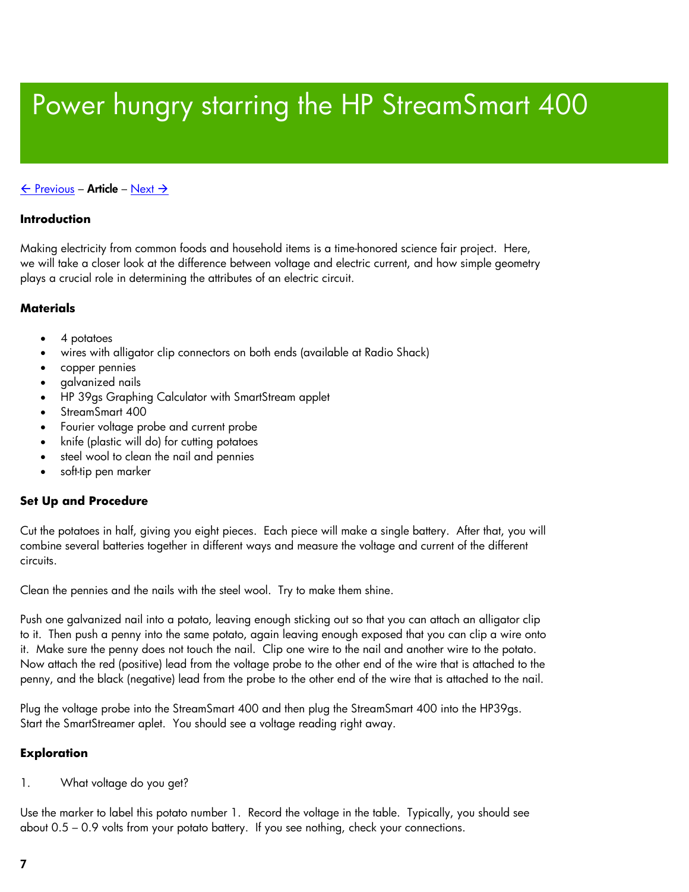# Power hungry starring the HP StreamSmart 400

← Previous – **Article** – Next →

**Introduction**

Making electricity from common foods and household items is a time-honored science fair project. Here, we will take a closer look at the difference between voltage and electric current, and how simple geometry plays a crucial role in determining the attributes of an electric circuit.

**Materials**

- 4 potatoes
- wires with alligator clip connectors on both ends (available at Radio Shack)
- copper pennies
- galvanized nails
- HP 39gs Graphing Calculator with SmartStream applet
- StreamSmart 400
- Fourier voltage probe and current probe
- knife (plastic will do) for cutting potatoes
- steel wool to clean the nail and pennies
- soft-tip pen marker

**Set Up and Procedure**

Cut the potatoes in half, giving you eight pieces. Each piece will make a single battery. After that, you will combine several batteries together in different ways and measure the voltage and current of the different circuits.

Clean the pennies and the nails with the steel wool. Try to make them shine.

Push one galvanized nail into a potato, leaving enough sticking out so that you can attach an alligator clip to it. Then push a penny into the same potato, again leaving enough exposed that you can clip a wire onto it. Make sure the penny does not touch the nail. Clip one wire to the nail and another wire to the potato. Now attach the red (positive) lead from the voltage probe to the other end of the wire that is attached to the penny, and the black (negative) lead from the probe to the other end of the wire that is attached to the nail.

Plug the voltage probe into the StreamSmart 400 and then plug the StreamSmart 400 into the HP39gs. Start the SmartStreamer aplet. You should see a voltage reading right away.

**Exploration**

1. What voltage do you get?

Use the marker to label this potato number 1. Record the voltage in the table. Typically, you should see about 0.5 – 0.9 volts from your potato battery. If you see nothing, check your connections.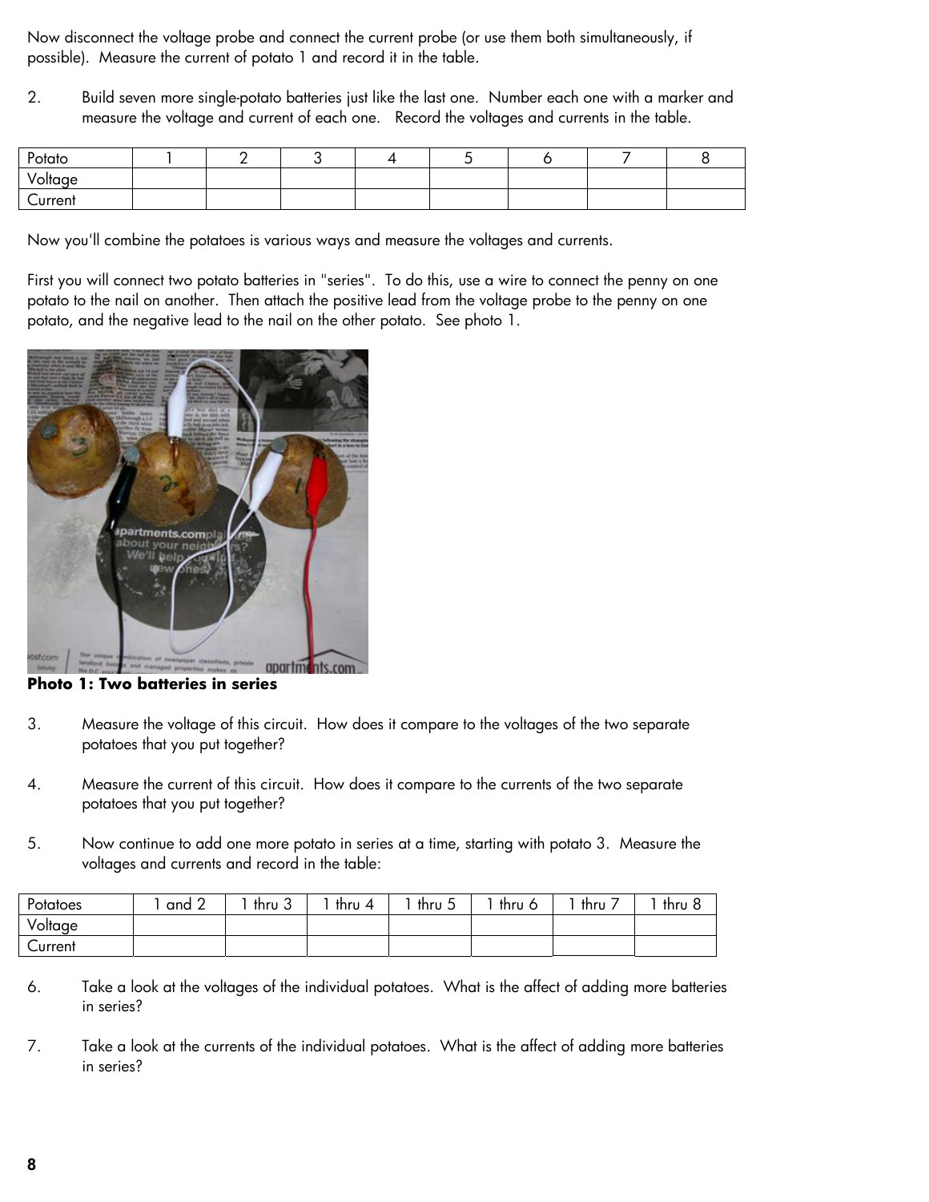Now disconnect the voltage probe and connect the current probe (or use them both simultaneously, if possible). Measure the current of potato 1 and record it in the table.

2. Build seven more single-potato batteries just like the last one. Number each one with a marker and measure the voltage and current of each one. Record the voltages and currents in the table.

| Potato | 1 | 2 | 3 | 4 | 5 | 6 | 7 | 8 |
|---|---|---|---|---|---|---|---|---|
| Voltage | | | | | | | | |
| Current | | | | | | | | |

Now you'll combine the potatoes is various ways and measure the voltages and currents.

First you will connect two potato batteries in "series". To do this, use a wire to connect the penny on one potato to the nail on another. Then attach the positive lead from the voltage probe to the penny on one potato, and the negative lead to the nail on the other potato. See photo 1.

**Photo 1: Two batteries in series**

3. Measure the voltage of this circuit. How does it compare to the voltages of the two separate potatoes that you put together?

4. Measure the current of this circuit. How does it compare to the currents of the two separate potatoes that you put together?

5. Now continue to add one more potato in series at a time, starting with potato 3. Measure the voltages and currents and record in the table:

| Potatoes | 1 and 2 | 1 thru 3 | 1 thru 4 | 1 thru 5 | 1 thru 6 | 1 thru 7 | 1 thru 8 |
|---|---|---|---|---|---|---|---|
| Voltage | | | | | | | |
| Current | | | | | | | |

6. Take a look at the voltages of the individual potatoes. What is the affect of adding more batteries in series?

7. Take a look at the currents of the individual potatoes. What is the affect of adding more batteries in series?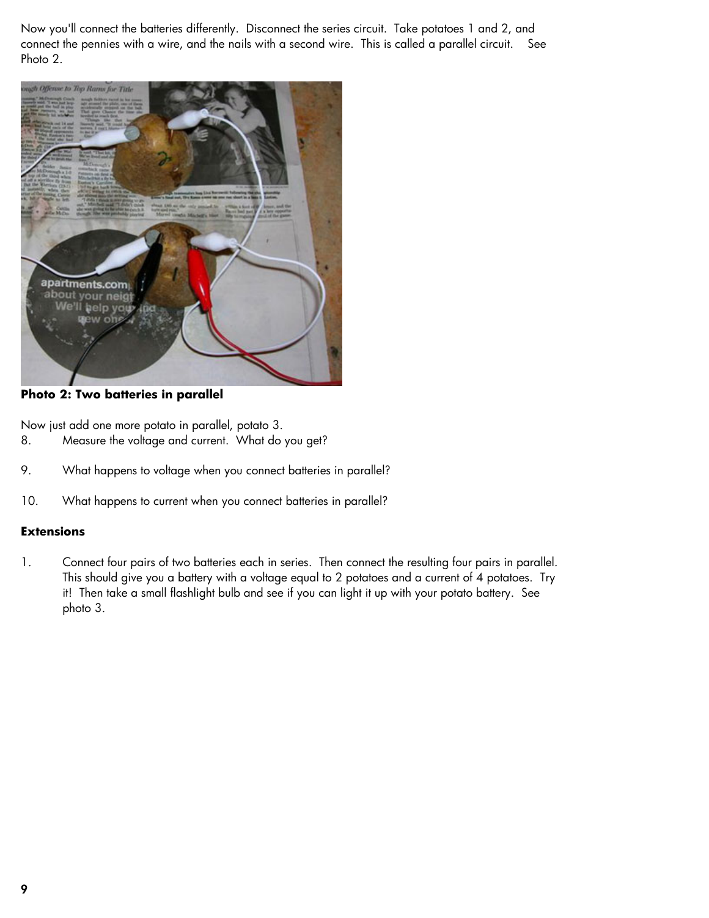Now you'll connect the batteries differently. Disconnect the series circuit. Take potatoes 1 and 2, and connect the pennies with a wire, and the nails with a second wire. This is called a parallel circuit. See Photo 2.

**Photo 2: Two batteries in parallel**

Now just add one more potato in parallel, potato 3.

8. Measure the voltage and current. What do you get?

9. What happens to voltage when you connect batteries in parallel?

10. What happens to current when you connect batteries in parallel?

**Extensions**

1. Connect four pairs of two batteries each in series. Then connect the resulting four pairs in parallel. This should give you a battery with a voltage equal to 2 potatoes and a current of 4 potatoes. Try it! Then take a small flashlight bulb and see if you can light it up with your potato battery. See photo 3.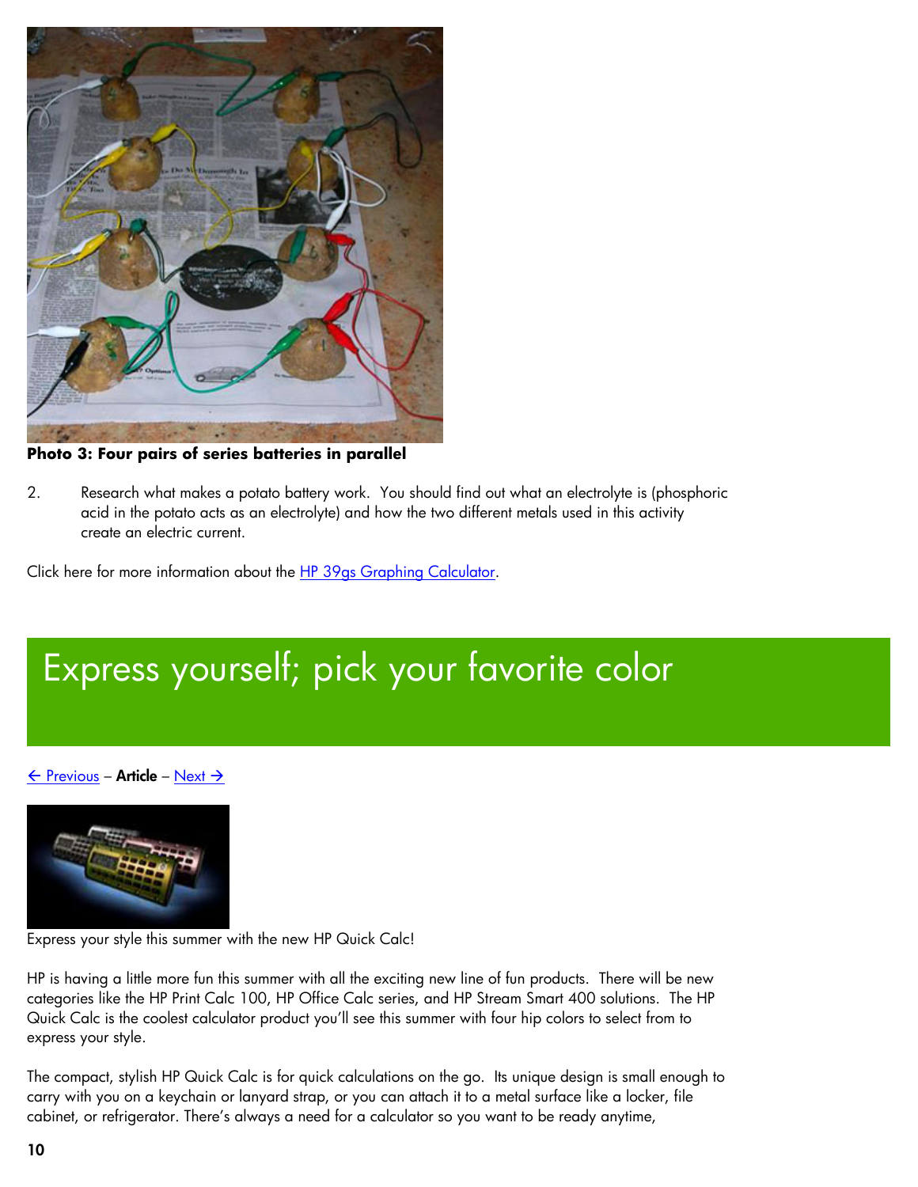**Photo 3: Four pairs of series batteries in parallel**

2. Research what makes a potato battery work. You should find out what an electrolyte is (phosphoric acid in the potato acts as an electrolyte) and how the two different metals used in this activity create an electric current.

Click here for more information about the HP 39gs Graphing Calculator.

# Express yourself; pick your favorite color

← Previous – **Article** – Next →

Express your style this summer with the new HP Quick Calc!

HP is having a little more fun this summer with all the exciting new line of fun products. There will be new categories like the HP Print Calc 100, HP Office Calc series, and HP Stream Smart 400 solutions. The HP Quick Calc is the coolest calculator product you'll see this summer with four hip colors to select from to express your style.

The compact, stylish HP Quick Calc is for quick calculations on the go. Its unique design is small enough to carry with you on a keychain or lanyard strap, or you can attach it to a metal surface like a locker, file cabinet, or refrigerator. There's always a need for a calculator so you want to be ready anytime,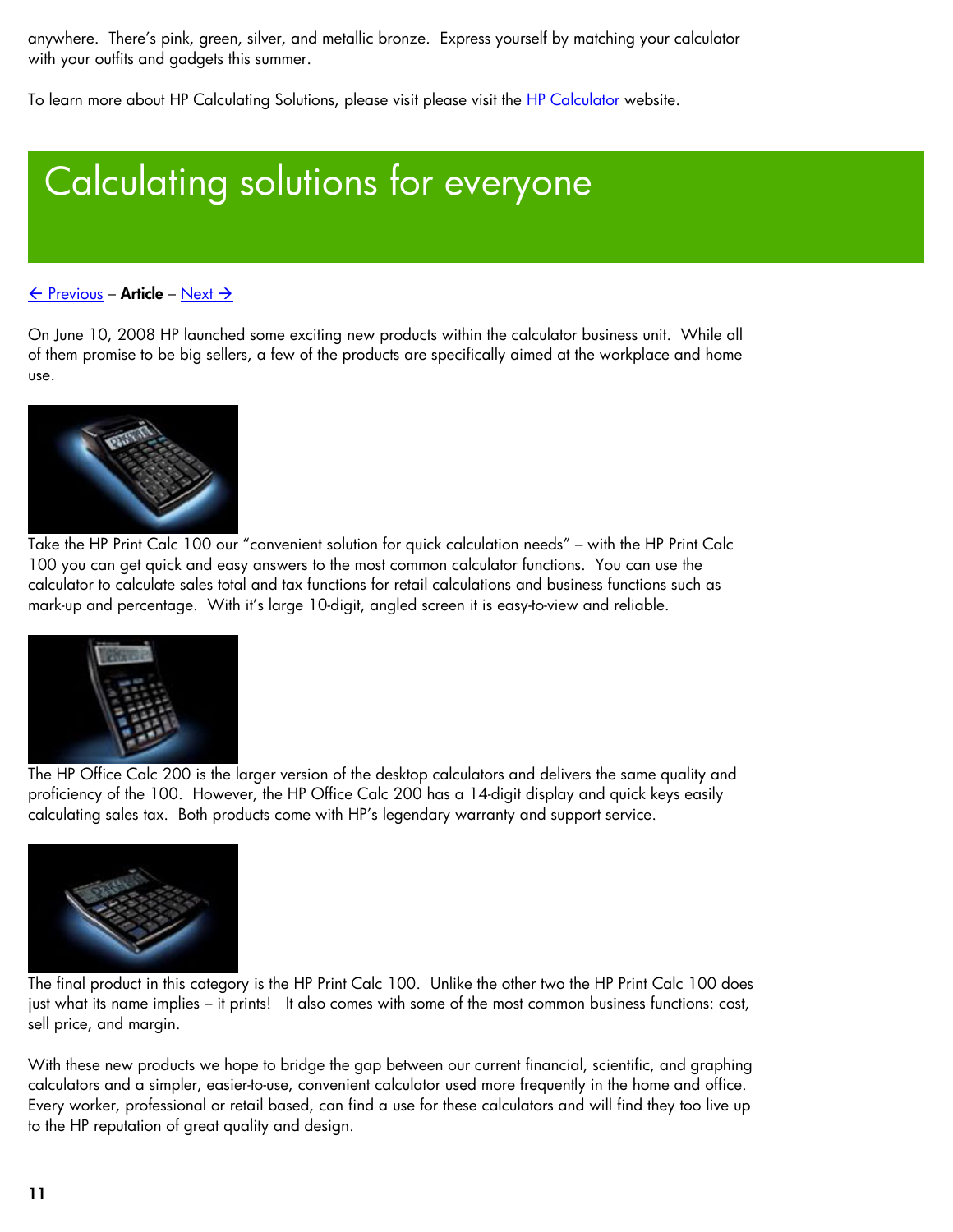anywhere. There's pink, green, silver, and metallic bronze. Express yourself by matching your calculator with your outfits and gadgets this summer.

To learn more about HP Calculating Solutions, please visit please visit the HP Calculator website.

# Calculating solutions for everyone

← Previous – **Article** – Next →

On June 10, 2008 HP launched some exciting new products within the calculator business unit. While all of them promise to be big sellers, a few of the products are specifically aimed at the workplace and home use.

Take the HP Print Calc 100 our "convenient solution for quick calculation needs" – with the HP Print Calc 100 you can get quick and easy answers to the most common calculator functions. You can use the calculator to calculate sales total and tax functions for retail calculations and business functions such as mark-up and percentage. With it's large 10-digit, angled screen it is easy-to-view and reliable.

The HP Office Calc 200 is the larger version of the desktop calculators and delivers the same quality and proficiency of the 100. However, the HP Office Calc 200 has a 14-digit display and quick keys easily calculating sales tax. Both products come with HP's legendary warranty and support service.

The final product in this category is the HP Print Calc 100. Unlike the other two the HP Print Calc 100 does just what its name implies – it prints! It also comes with some of the most common business functions: cost, sell price, and margin.

With these new products we hope to bridge the gap between our current financial, scientific, and graphing calculators and a simpler, easier-to-use, convenient calculator used more frequently in the home and office. Every worker, professional or retail based, can find a use for these calculators and will find they too live up to the HP reputation of great quality and design.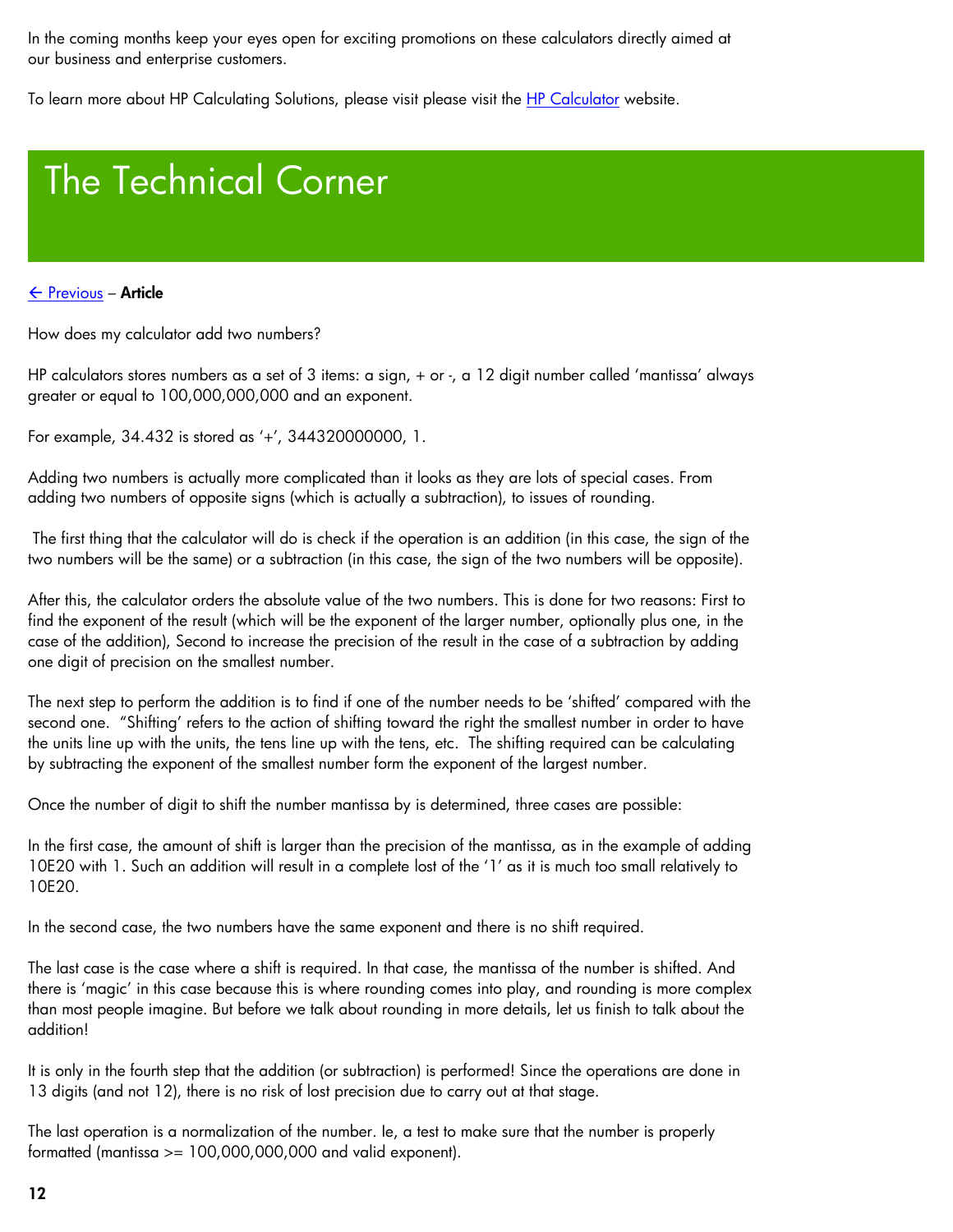In the coming months keep your eyes open for exciting promotions on these calculators directly aimed at our business and enterprise customers.

To learn more about HP Calculating Solutions, please visit please visit the HP Calculator website.

# The Technical Corner

← Previous – **Article**

How does my calculator add two numbers?

HP calculators stores numbers as a set of 3 items: a sign, + or -, a 12 digit number called 'mantissa' always greater or equal to 100,000,000,000 and an exponent.

For example, 34.432 is stored as '+', 344320000000, 1.

Adding two numbers is actually more complicated than it looks as they are lots of special cases. From adding two numbers of opposite signs (which is actually a subtraction), to issues of rounding.

The first thing that the calculator will do is check if the operation is an addition (in this case, the sign of the two numbers will be the same) or a subtraction (in this case, the sign of the two numbers will be opposite).

After this, the calculator orders the absolute value of the two numbers. This is done for two reasons: First to find the exponent of the result (which will be the exponent of the larger number, optionally plus one, in the case of the addition), Second to increase the precision of the result in the case of a subtraction by adding one digit of precision on the smallest number.

The next step to perform the addition is to find if one of the number needs to be 'shifted' compared with the second one. "Shifting' refers to the action of shifting toward the right the smallest number in order to have the units line up with the units, the tens line up with the tens, etc. The shifting required can be calculating by subtracting the exponent of the smallest number form the exponent of the largest number.

Once the number of digit to shift the number mantissa by is determined, three cases are possible:

In the first case, the amount of shift is larger than the precision of the mantissa, as in the example of adding 10E20 with 1. Such an addition will result in a complete lost of the '1' as it is much too small relatively to 10E20.

In the second case, the two numbers have the same exponent and there is no shift required.

The last case is the case where a shift is required. In that case, the mantissa of the number is shifted. And there is 'magic' in this case because this is where rounding comes into play, and rounding is more complex than most people imagine. But before we talk about rounding in more details, let us finish to talk about the addition!

It is only in the fourth step that the addition (or subtraction) is performed! Since the operations are done in 13 digits (and not 12), there is no risk of lost precision due to carry out at that stage.

The last operation is a normalization of the number. Ie, a test to make sure that the number is properly formatted (mantissa >= 100,000,000,000 and valid exponent).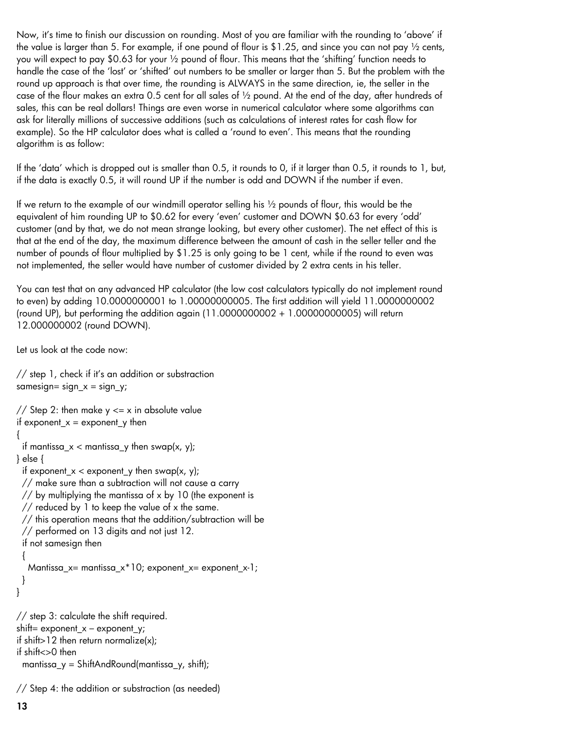Now, it's time to finish our discussion on rounding. Most of you are familiar with the rounding to 'above' if the value is larger than 5. For example, if one pound of flour is $1.25, and since you can not pay ½ cents, you will expect to pay $0.63 for your ½ pound of flour. This means that the 'shifting' function needs to handle the case of the 'lost' or 'shifted' out numbers to be smaller or larger than 5. But the problem with the round up approach is that over time, the rounding is ALWAYS in the same direction, ie, the seller in the case of the flour makes an extra 0.5 cent for all sales of ½ pound. At the end of the day, after hundreds of sales, this can be real dollars! Things are even worse in numerical calculator where some algorithms can ask for literally millions of successive additions (such as calculations of interest rates for cash flow for example). So the HP calculator does what is called a 'round to even'. This means that the rounding algorithm is as follow:

If the 'data' which is dropped out is smaller than 0.5, it rounds to 0, if it larger than 0.5, it rounds to 1, but, if the data is exactly 0.5, it will round UP if the number is odd and DOWN if the number if even.

If we return to the example of our windmill operator selling his ½ pounds of flour, this would be the equivalent of him rounding UP to $0.62 for every 'even' customer and DOWN $0.63 for every 'odd' customer (and by that, we do not mean strange looking, but every other customer). The net effect of this is that at the end of the day, the maximum difference between the amount of cash in the seller teller and the number of pounds of flour multiplied by $1.25 is only going to be 1 cent, while if the round to even was not implemented, the seller would have number of customer divided by 2 extra cents in his teller.

You can test that on any advanced HP calculator (the low cost calculators typically do not implement round to even) by adding 10.0000000001 to 1.00000000005. The first addition will yield 11.0000000002 (round UP), but performing the addition again (11.0000000002 + 1.00000000005) will return 12.000000002 (round DOWN).

Let us look at the code now:

```
// step 1, check if it's an addition or substraction
samesign= sign_x = sign_y;

// Step 2: then make y <= x in absolute value
if exponent_x = exponent_y then
{
  if mantissa_x < mantissa_y then swap(x, y);
} else {
  if exponent_x < exponent_y then swap(x, y);
  // make sure than a subtraction will not cause a carry
  // by multiplying the mantissa of x by 10 (the exponent is
  // reduced by 1 to keep the value of x the same.
  // this operation means that the addition/subtraction will be
  // performed on 13 digits and not just 12.
  if not samesign then
  {
    Mantissa_x= mantissa_x*10; exponent_x= exponent_x-1;
  }
}

// step 3: calculate the shift required.
shift= exponent_x – exponent_y;
if shift>12 then return normalize(x);
if shift<>0 then
  mantissa_y = ShiftAndRound(mantissa_y, shift);

// Step 4: the addition or substraction (as needed)
```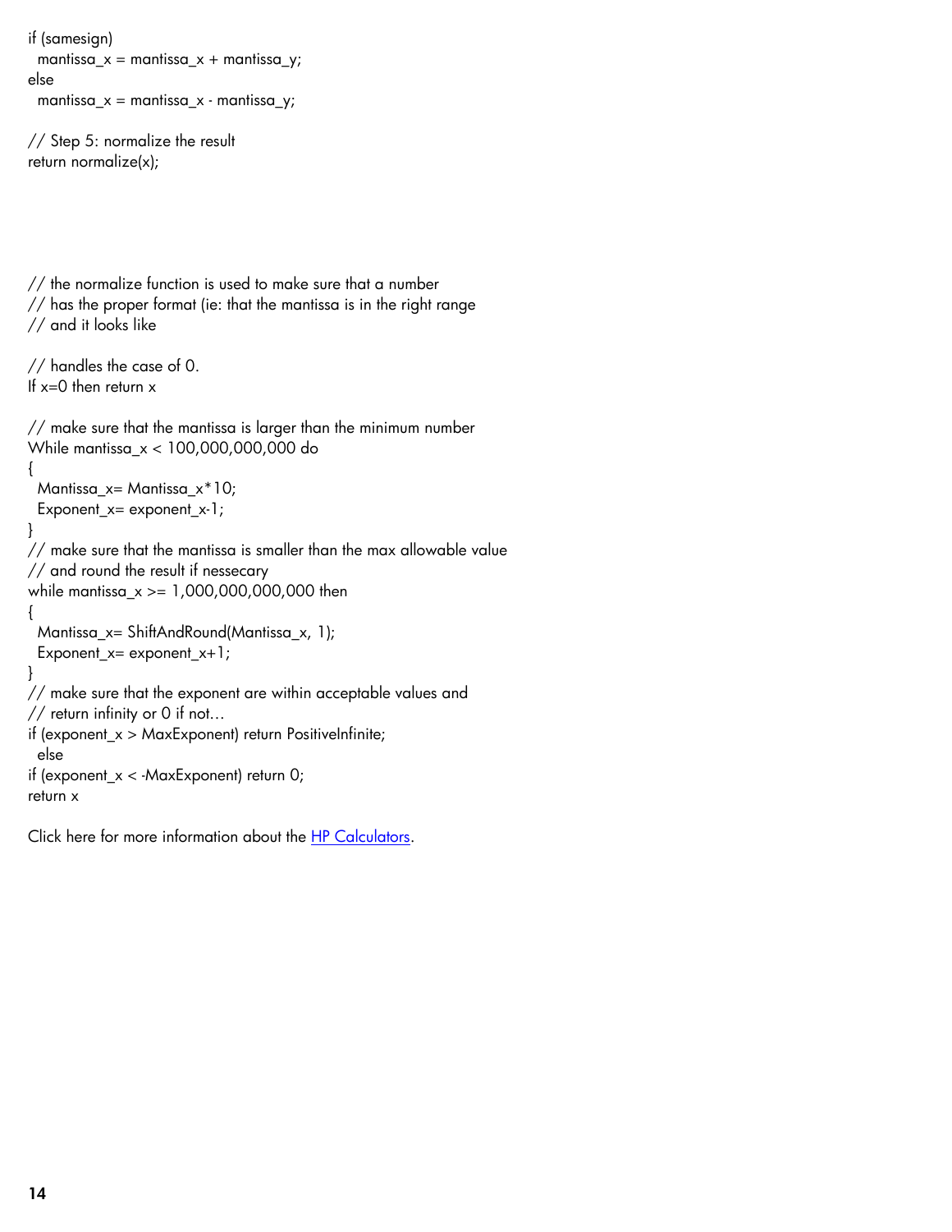```
if (samesign)
  mantissa_x = mantissa_x + mantissa_y;
else
  mantissa_x = mantissa_x - mantissa_y;

// Step 5: normalize the result
return normalize(x);
```

```
// the normalize function is used to make sure that a number
// has the proper format (ie: that the mantissa is in the right range
// and it looks like

// handles the case of 0.
If x=0 then return x

// make sure that the mantissa is larger than the minimum number
While mantissa_x < 100,000,000,000 do
{
  Mantissa_x= Mantissa_x*10;
  Exponent_x= exponent_x-1;
}
// make sure that the mantissa is smaller than the max allowable value
// and round the result if nessecary
while mantissa_x >= 1,000,000,000,000 then
{
  Mantissa_x= ShiftAndRound(Mantissa_x, 1);
  Exponent_x= exponent_x+1;
}
// make sure that the exponent are within acceptable values and
// return infinity or 0 if not…
if (exponent_x > MaxExponent) return PositiveInfinite;
  else
if (exponent_x < -MaxExponent) return 0;
return x
```

Click here for more information about the HP Calculators.